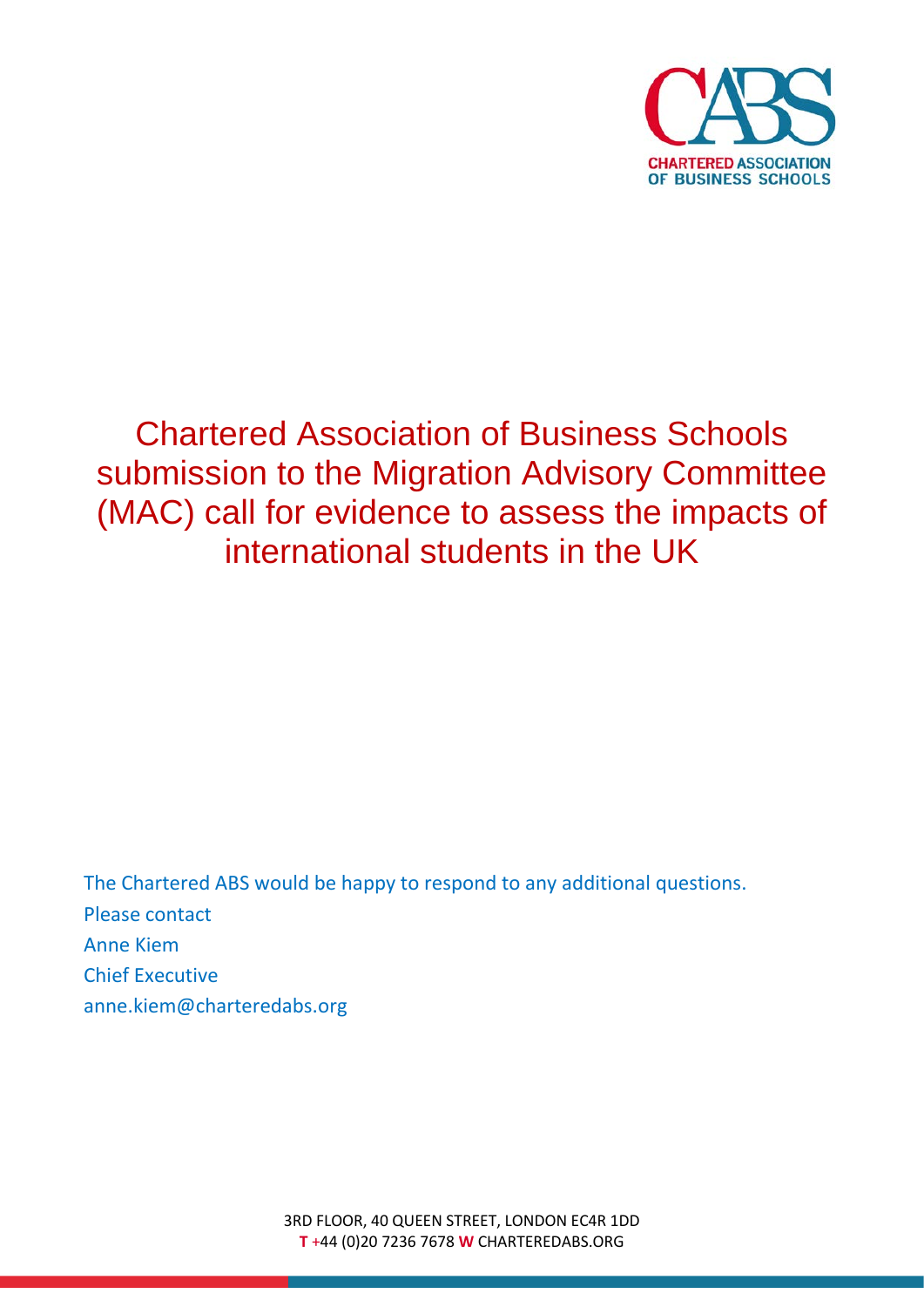CHARTERED ASSOCIATION OF BUSINESS SCHOOLS

# Chartered Association of Business Schools submission to the Migration Advisory Committee (MAC) call for evidence to assess the impacts of international students in the UK

The Chartered ABS would be happy to respond to any additional questions.

Please contact

Anne Kiem

Chief Executive

anne.kiem@charteredabs.org

3RD FLOOR, 40 QUEEN STREET, LONDON EC4R 1DD

**T** +44 (0)20 7236 7678 **W** CHARTEREDABS.ORG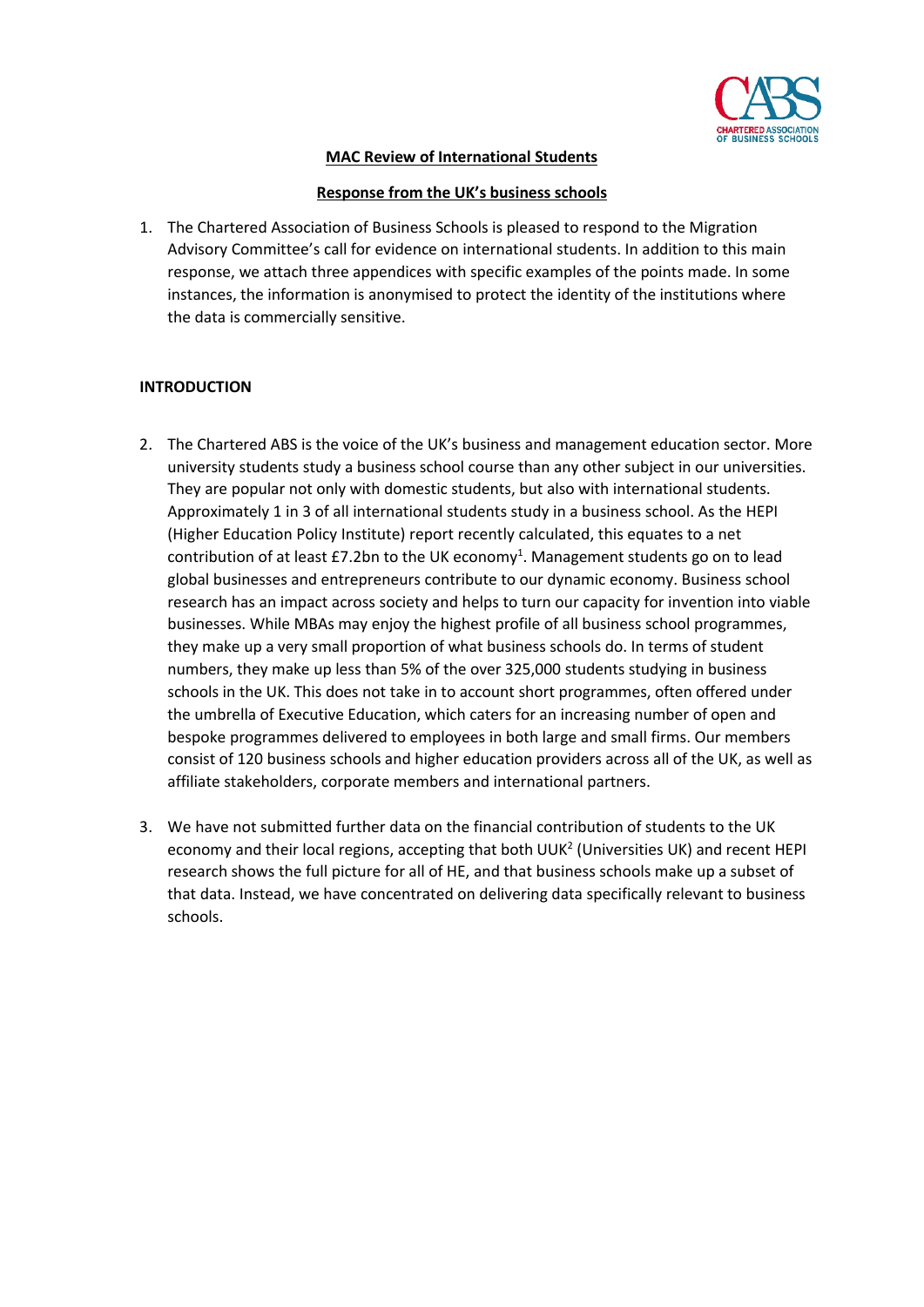**MAC Review of International Students**

**Response from the UK's business schools**

1. The Chartered Association of Business Schools is pleased to respond to the Migration Advisory Committee's call for evidence on international students. In addition to this main response, we attach three appendices with specific examples of the points made. In some instances, the information is anonymised to protect the identity of the institutions where the data is commercially sensitive.

## INTRODUCTION

2. The Chartered ABS is the voice of the UK's business and management education sector. More university students study a business school course than any other subject in our universities. They are popular not only with domestic students, but also with international students. Approximately 1 in 3 of all international students study in a business school. As the HEPI (Higher Education Policy Institute) report recently calculated, this equates to a net contribution of at least £7.2bn to the UK economy[1]. Management students go on to lead global businesses and entrepreneurs contribute to our dynamic economy. Business school research has an impact across society and helps to turn our capacity for invention into viable businesses. While MBAs may enjoy the highest profile of all business school programmes, they make up a very small proportion of what business schools do. In terms of student numbers, they make up less than 5% of the over 325,000 students studying in business schools in the UK. This does not take in to account short programmes, often offered under the umbrella of Executive Education, which caters for an increasing number of open and bespoke programmes delivered to employees in both large and small firms. Our members consist of 120 business schools and higher education providers across all of the UK, as well as affiliate stakeholders, corporate members and international partners.

3. We have not submitted further data on the financial contribution of students to the UK economy and their local regions, accepting that both UUK[2] (Universities UK) and recent HEPI research shows the full picture for all of HE, and that business schools make up a subset of that data. Instead, we have concentrated on delivering data specifically relevant to business schools.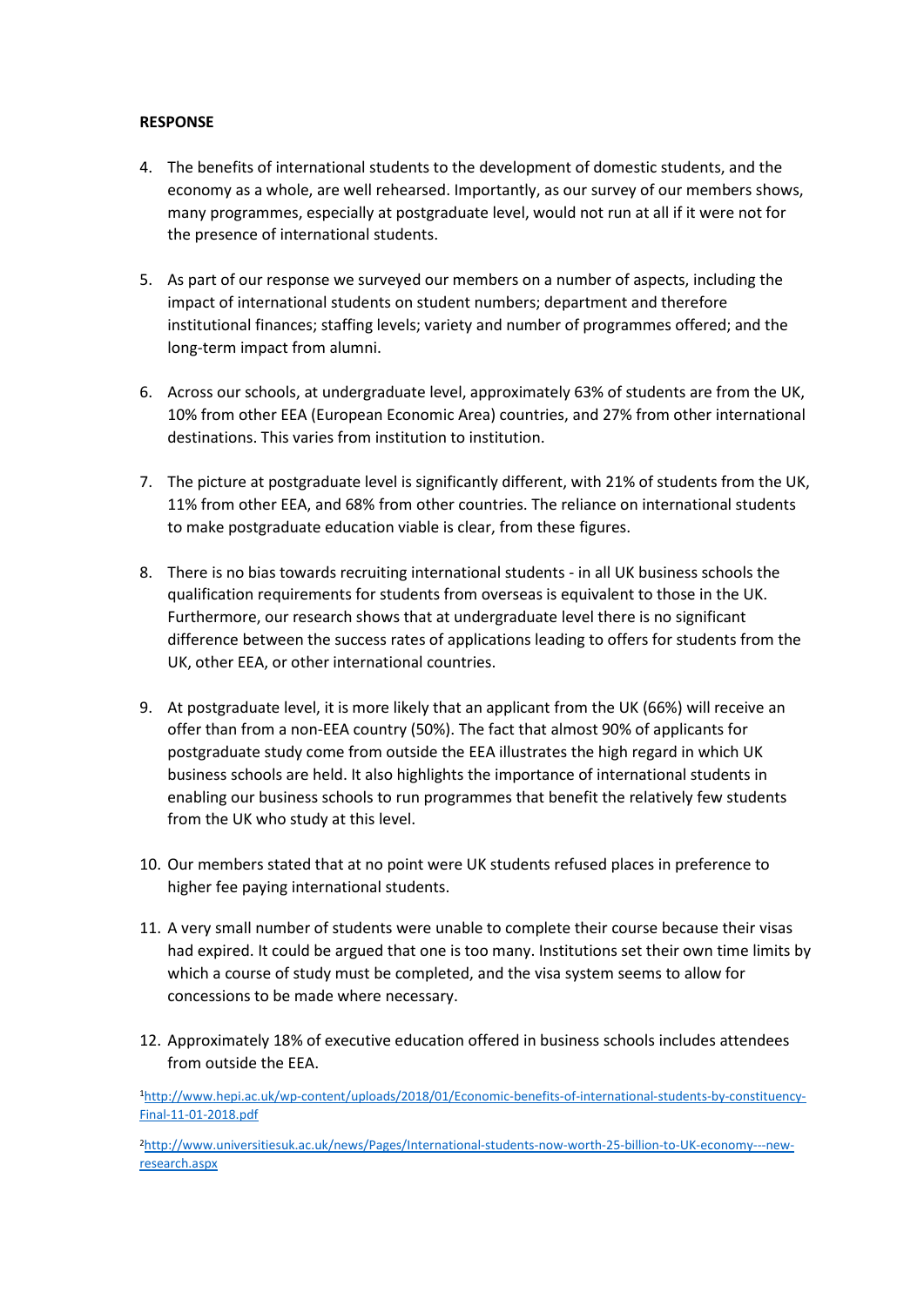**RESPONSE**

4. The benefits of international students to the development of domestic students, and the economy as a whole, are well rehearsed. Importantly, as our survey of our members shows, many programmes, especially at postgraduate level, would not run at all if it were not for the presence of international students.

5. As part of our response we surveyed our members on a number of aspects, including the impact of international students on student numbers; department and therefore institutional finances; staffing levels; variety and number of programmes offered; and the long-term impact from alumni.

6. Across our schools, at undergraduate level, approximately 63% of students are from the UK, 10% from other EEA (European Economic Area) countries, and 27% from other international destinations. This varies from institution to institution.

7. The picture at postgraduate level is significantly different, with 21% of students from the UK, 11% from other EEA, and 68% from other countries. The reliance on international students to make postgraduate education viable is clear, from these figures.

8. There is no bias towards recruiting international students - in all UK business schools the qualification requirements for students from overseas is equivalent to those in the UK. Furthermore, our research shows that at undergraduate level there is no significant difference between the success rates of applications leading to offers for students from the UK, other EEA, or other international countries.

9. At postgraduate level, it is more likely that an applicant from the UK (66%) will receive an offer than from a non-EEA country (50%). The fact that almost 90% of applicants for postgraduate study come from outside the EEA illustrates the high regard in which UK business schools are held. It also highlights the importance of international students in enabling our business schools to run programmes that benefit the relatively few students from the UK who study at this level.

10. Our members stated that at no point were UK students refused places in preference to higher fee paying international students.

11. A very small number of students were unable to complete their course because their visas had expired. It could be argued that one is too many. Institutions set their own time limits by which a course of study must be completed, and the visa system seems to allow for concessions to be made where necessary.

12. Approximately 18% of executive education offered in business schools includes attendees from outside the EEA.

[1] http://www.hepi.ac.uk/wp-content/uploads/2018/01/Economic-benefits-of-international-students-by-constituency-Final-11-01-2018.pdf

[2] http://www.universitiesuk.ac.uk/news/Pages/International-students-now-worth-25-billion-to-UK-economy---new-research.aspx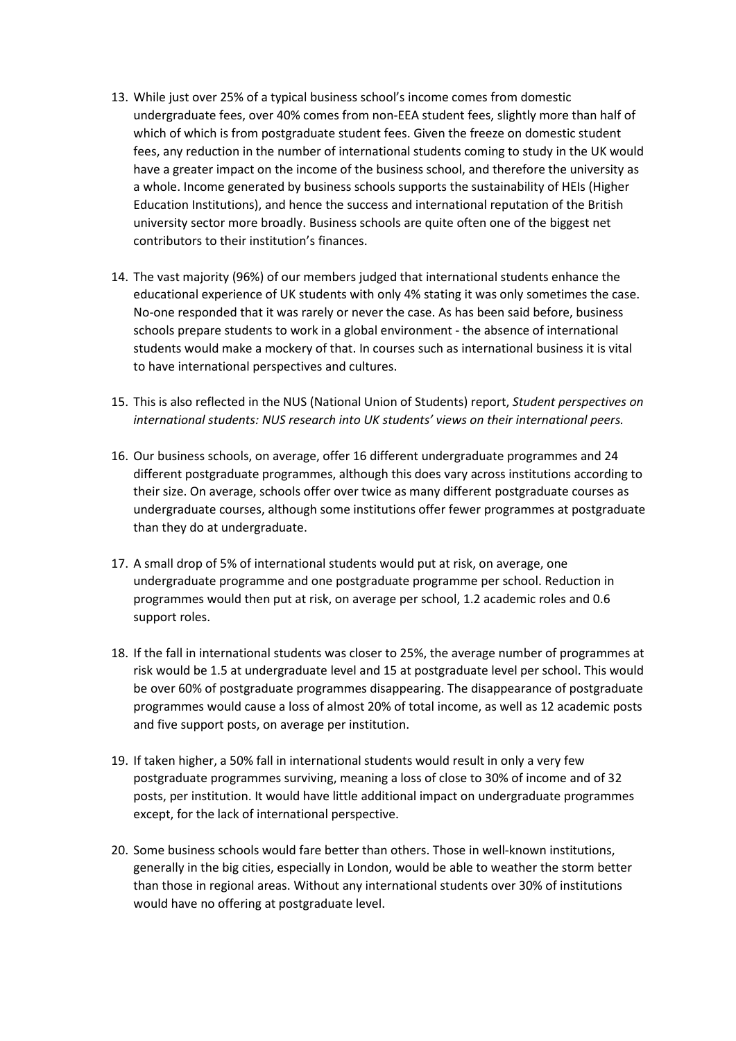13. While just over 25% of a typical business school's income comes from domestic undergraduate fees, over 40% comes from non-EEA student fees, slightly more than half of which of which is from postgraduate student fees. Given the freeze on domestic student fees, any reduction in the number of international students coming to study in the UK would have a greater impact on the income of the business school, and therefore the university as a whole. Income generated by business schools supports the sustainability of HEIs (Higher Education Institutions), and hence the success and international reputation of the British university sector more broadly. Business schools are quite often one of the biggest net contributors to their institution's finances.

14. The vast majority (96%) of our members judged that international students enhance the educational experience of UK students with only 4% stating it was only sometimes the case. No-one responded that it was rarely or never the case. As has been said before, business schools prepare students to work in a global environment - the absence of international students would make a mockery of that. In courses such as international business it is vital to have international perspectives and cultures.

15. This is also reflected in the NUS (National Union of Students) report, *Student perspectives on international students: NUS research into UK students' views on their international peers.*

16. Our business schools, on average, offer 16 different undergraduate programmes and 24 different postgraduate programmes, although this does vary across institutions according to their size. On average, schools offer over twice as many different postgraduate courses as undergraduate courses, although some institutions offer fewer programmes at postgraduate than they do at undergraduate.

17. A small drop of 5% of international students would put at risk, on average, one undergraduate programme and one postgraduate programme per school. Reduction in programmes would then put at risk, on average per school, 1.2 academic roles and 0.6 support roles.

18. If the fall in international students was closer to 25%, the average number of programmes at risk would be 1.5 at undergraduate level and 15 at postgraduate level per school. This would be over 60% of postgraduate programmes disappearing. The disappearance of postgraduate programmes would cause a loss of almost 20% of total income, as well as 12 academic posts and five support posts, on average per institution.

19. If taken higher, a 50% fall in international students would result in only a very few postgraduate programmes surviving, meaning a loss of close to 30% of income and of 32 posts, per institution. It would have little additional impact on undergraduate programmes except, for the lack of international perspective.

20. Some business schools would fare better than others. Those in well-known institutions, generally in the big cities, especially in London, would be able to weather the storm better than those in regional areas. Without any international students over 30% of institutions would have no offering at postgraduate level.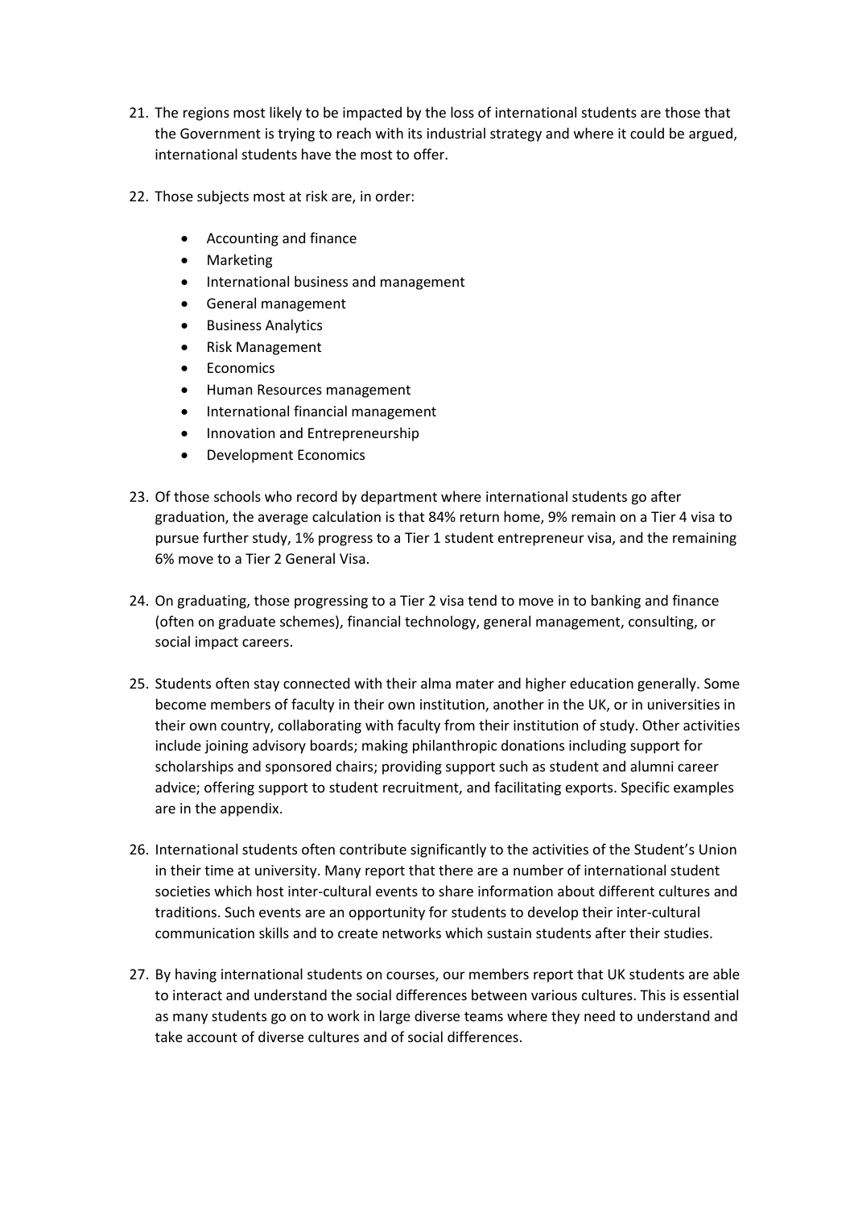21. The regions most likely to be impacted by the loss of international students are those that the Government is trying to reach with its industrial strategy and where it could be argued, international students have the most to offer.

22. Those subjects most at risk are, in order:

    - Accounting and finance
    - Marketing
    - International business and management
    - General management
    - Business Analytics
    - Risk Management
    - Economics
    - Human Resources management
    - International financial management
    - Innovation and Entrepreneurship
    - Development Economics

23. Of those schools who record by department where international students go after graduation, the average calculation is that 84% return home, 9% remain on a Tier 4 visa to pursue further study, 1% progress to a Tier 1 student entrepreneur visa, and the remaining 6% move to a Tier 2 General Visa.

24. On graduating, those progressing to a Tier 2 visa tend to move in to banking and finance (often on graduate schemes), financial technology, general management, consulting, or social impact careers.

25. Students often stay connected with their alma mater and higher education generally. Some become members of faculty in their own institution, another in the UK, or in universities in their own country, collaborating with faculty from their institution of study. Other activities include joining advisory boards; making philanthropic donations including support for scholarships and sponsored chairs; providing support such as student and alumni career advice; offering support to student recruitment, and facilitating exports. Specific examples are in the appendix.

26. International students often contribute significantly to the activities of the Student's Union in their time at university. Many report that there are a number of international student societies which host inter-cultural events to share information about different cultures and traditions. Such events are an opportunity for students to develop their inter-cultural communication skills and to create networks which sustain students after their studies.

27. By having international students on courses, our members report that UK students are able to interact and understand the social differences between various cultures. This is essential as many students go on to work in large diverse teams where they need to understand and take account of diverse cultures and of social differences.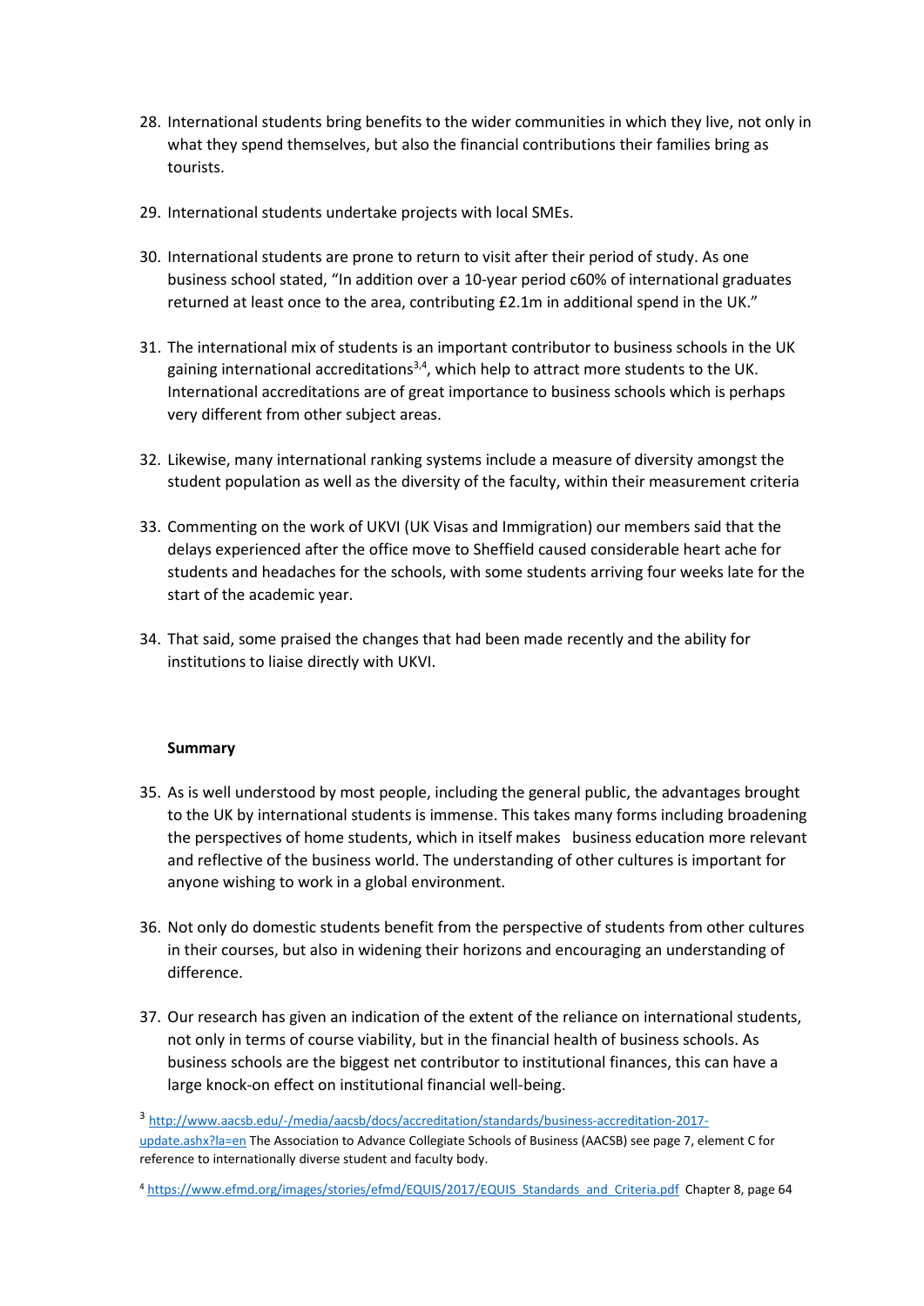28. International students bring benefits to the wider communities in which they live, not only in what they spend themselves, but also the financial contributions their families bring as tourists.

29. International students undertake projects with local SMEs.

30. International students are prone to return to visit after their period of study. As one business school stated, "In addition over a 10-year period c60% of international graduates returned at least once to the area, contributing £2.1m in additional spend in the UK."

31. The international mix of students is an important contributor to business schools in the UK gaining international accreditations[3,4], which help to attract more students to the UK. International accreditations are of great importance to business schools which is perhaps very different from other subject areas.

32. Likewise, many international ranking systems include a measure of diversity amongst the student population as well as the diversity of the faculty, within their measurement criteria

33. Commenting on the work of UKVI (UK Visas and Immigration) our members said that the delays experienced after the office move to Sheffield caused considerable heart ache for students and headaches for the schools, with some students arriving four weeks late for the start of the academic year.

34. That said, some praised the changes that had been made recently and the ability for institutions to liaise directly with UKVI.

**Summary**

35. As is well understood by most people, including the general public, the advantages brought to the UK by international students is immense. This takes many forms including broadening the perspectives of home students, which in itself makes business education more relevant and reflective of the business world. The understanding of other cultures is important for anyone wishing to work in a global environment.

36. Not only do domestic students benefit from the perspective of students from other cultures in their courses, but also in widening their horizons and encouraging an understanding of difference.

37. Our research has given an indication of the extent of the reliance on international students, not only in terms of course viability, but in the financial health of business schools. As business schools are the biggest net contributor to institutional finances, this can have a large knock-on effect on institutional financial well-being.

[3] http://www.aacsb.edu/-/media/aacsb/docs/accreditation/standards/business-accreditation-2017-update.ashx?la=en The Association to Advance Collegiate Schools of Business (AACSB) see page 7, element C for reference to internationally diverse student and faculty body.

[4] https://www.efmd.org/images/stories/efmd/EQUIS/2017/EQUIS_Standards_and_Criteria.pdf Chapter 8, page 64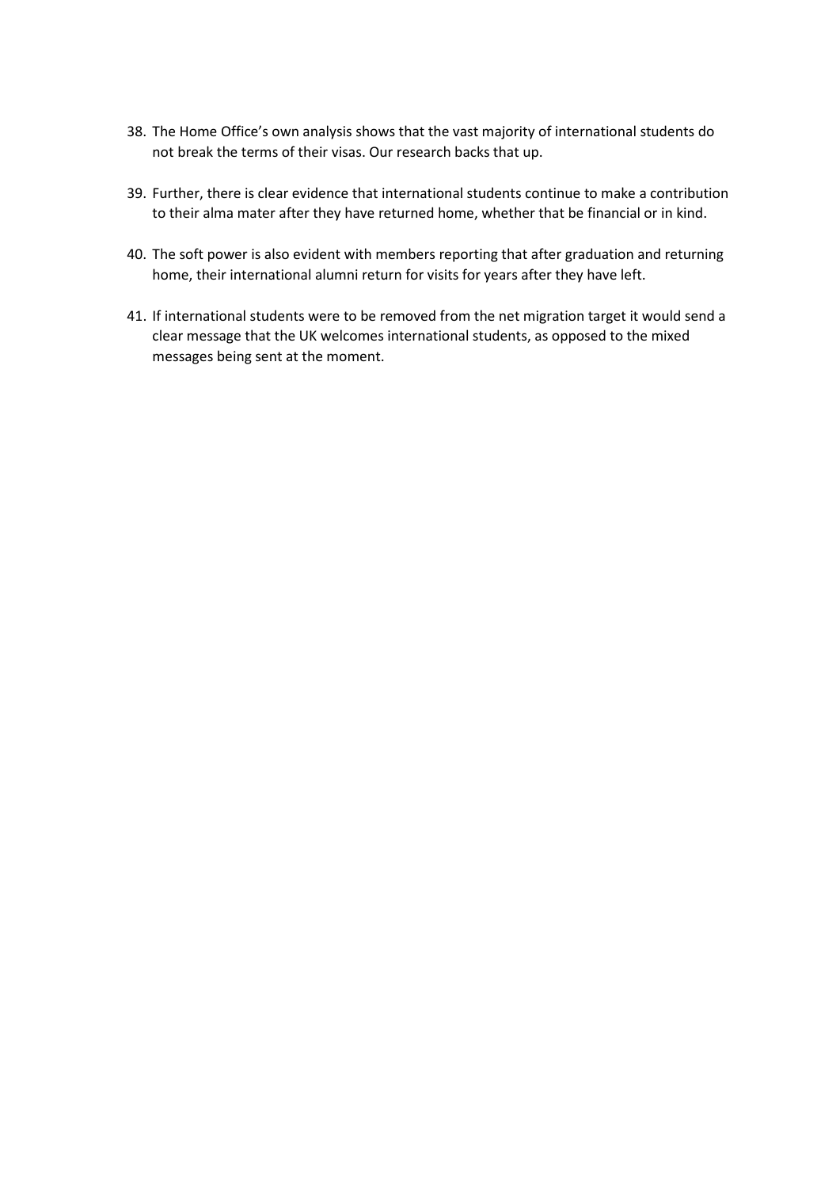38. The Home Office's own analysis shows that the vast majority of international students do not break the terms of their visas. Our research backs that up.

39. Further, there is clear evidence that international students continue to make a contribution to their alma mater after they have returned home, whether that be financial or in kind.

40. The soft power is also evident with members reporting that after graduation and returning home, their international alumni return for visits for years after they have left.

41. If international students were to be removed from the net migration target it would send a clear message that the UK welcomes international students, as opposed to the mixed messages being sent at the moment.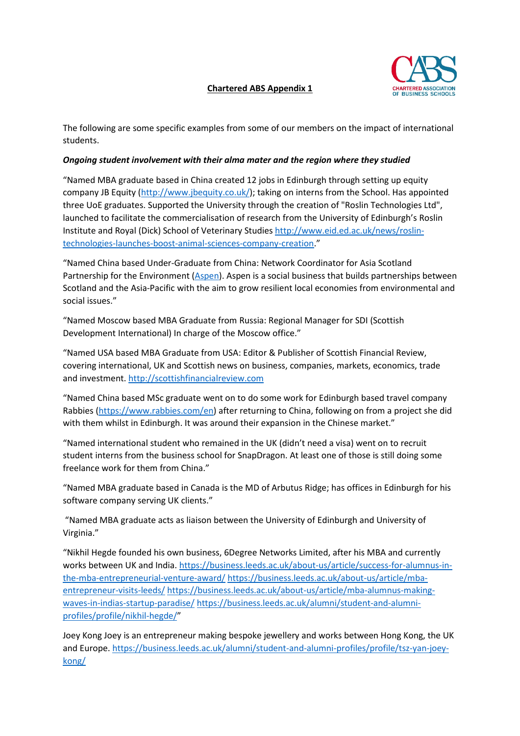**Chartered ABS Appendix 1**

The following are some specific examples from some of our members on the impact of international students.

***Ongoing student involvement with their alma mater and the region where they studied***

"Named MBA graduate based in China created 12 jobs in Edinburgh through setting up equity company JB Equity (http://www.jbequity.co.uk/); taking on interns from the School. Has appointed three UoE graduates. Supported the University through the creation of "Roslin Technologies Ltd", launched to facilitate the commercialisation of research from the University of Edinburgh's Roslin Institute and Royal (Dick) School of Veterinary Studies http://www.eid.ed.ac.uk/news/roslin-technologies-launches-boost-animal-sciences-company-creation."

"Named China based Under-Graduate from China: Network Coordinator for Asia Scotland Partnership for the Environment (Aspen). Aspen is a social business that builds partnerships between Scotland and the Asia-Pacific with the aim to grow resilient local economies from environmental and social issues."

"Named Moscow based MBA Graduate from Russia: Regional Manager for SDI (Scottish Development International) In charge of the Moscow office."

"Named USA based MBA Graduate from USA: Editor & Publisher of Scottish Financial Review, covering international, UK and Scottish news on business, companies, markets, economics, trade and investment. http://scottishfinancialreview.com

"Named China based MSc graduate went on to do some work for Edinburgh based travel company Rabbies (https://www.rabbies.com/en) after returning to China, following on from a project she did with them whilst in Edinburgh. It was around their expansion in the Chinese market."

"Named international student who remained in the UK (didn't need a visa) went on to recruit student interns from the business school for SnapDragon. At least one of those is still doing some freelance work for them from China."

"Named MBA graduate based in Canada is the MD of Arbutus Ridge; has offices in Edinburgh for his software company serving UK clients."

"Named MBA graduate acts as liaison between the University of Edinburgh and University of Virginia."

"Nikhil Hegde founded his own business, 6Degree Networks Limited, after his MBA and currently works between UK and India. https://business.leeds.ac.uk/about-us/article/success-for-alumnus-in-the-mba-entrepreneurial-venture-award/ https://business.leeds.ac.uk/about-us/article/mba-entrepreneur-visits-leeds/ https://business.leeds.ac.uk/about-us/article/mba-alumnus-making-waves-in-indias-startup-paradise/ https://business.leeds.ac.uk/alumni/student-and-alumni-profiles/profile/nikhil-hegde/"

Joey Kong Joey is an entrepreneur making bespoke jewellery and works between Hong Kong, the UK and Europe. https://business.leeds.ac.uk/alumni/student-and-alumni-profiles/profile/tsz-yan-joey-kong/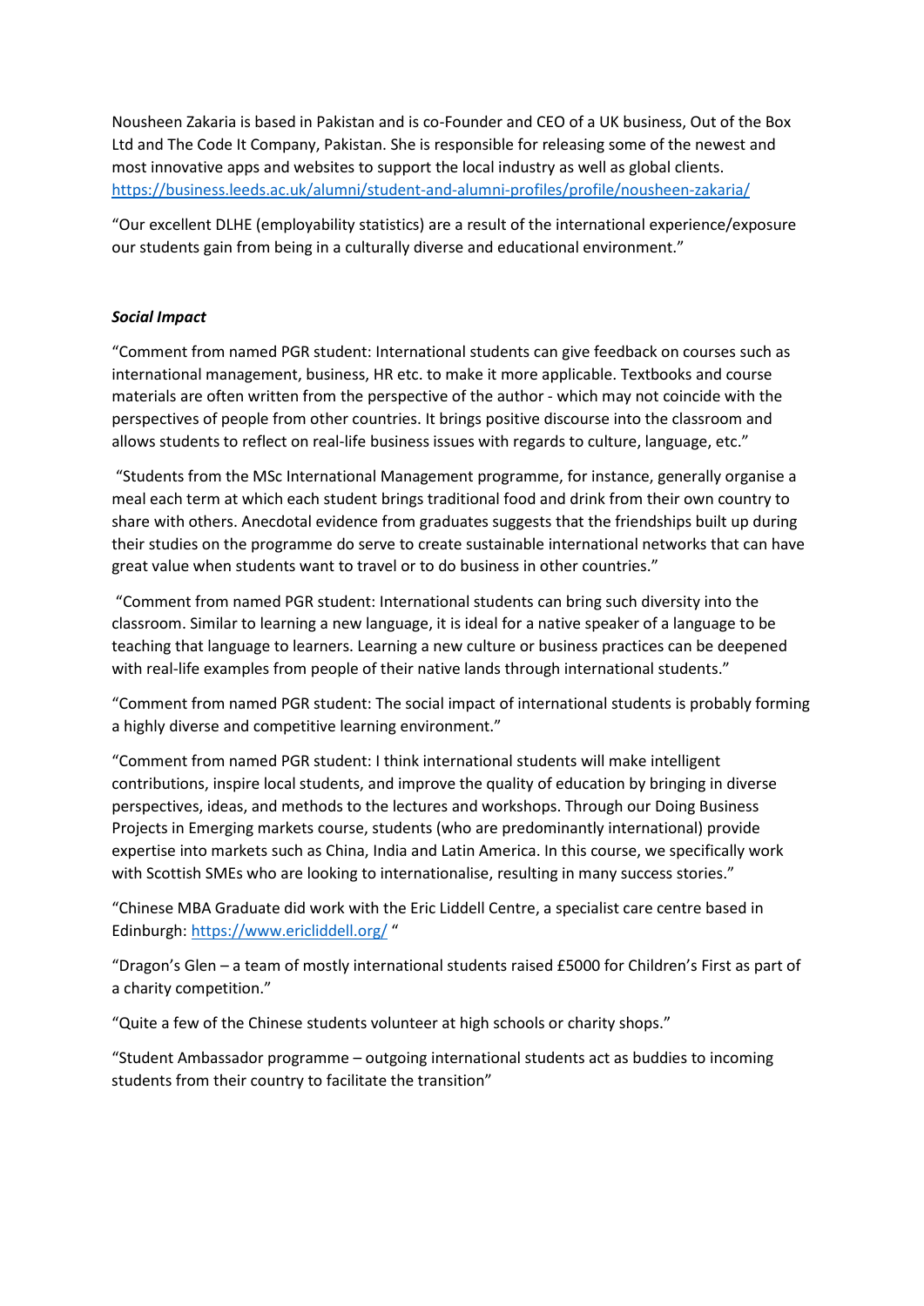Nousheen Zakaria is based in Pakistan and is co-Founder and CEO of a UK business, Out of the Box Ltd and The Code It Company, Pakistan. She is responsible for releasing some of the newest and most innovative apps and websites to support the local industry as well as global clients. https://business.leeds.ac.uk/alumni/student-and-alumni-profiles/profile/nousheen-zakaria/

"Our excellent DLHE (employability statistics) are a result of the international experience/exposure our students gain from being in a culturally diverse and educational environment."

***Social Impact***

"Comment from named PGR student: International students can give feedback on courses such as international management, business, HR etc. to make it more applicable. Textbooks and course materials are often written from the perspective of the author - which may not coincide with the perspectives of people from other countries. It brings positive discourse into the classroom and allows students to reflect on real-life business issues with regards to culture, language, etc."

"Students from the MSc International Management programme, for instance, generally organise a meal each term at which each student brings traditional food and drink from their own country to share with others. Anecdotal evidence from graduates suggests that the friendships built up during their studies on the programme do serve to create sustainable international networks that can have great value when students want to travel or to do business in other countries."

"Comment from named PGR student: International students can bring such diversity into the classroom. Similar to learning a new language, it is ideal for a native speaker of a language to be teaching that language to learners. Learning a new culture or business practices can be deepened with real-life examples from people of their native lands through international students."

"Comment from named PGR student: The social impact of international students is probably forming a highly diverse and competitive learning environment."

"Comment from named PGR student: I think international students will make intelligent contributions, inspire local students, and improve the quality of education by bringing in diverse perspectives, ideas, and methods to the lectures and workshops. Through our Doing Business Projects in Emerging markets course, students (who are predominantly international) provide expertise into markets such as China, India and Latin America. In this course, we specifically work with Scottish SMEs who are looking to internationalise, resulting in many success stories."

"Chinese MBA Graduate did work with the Eric Liddell Centre, a specialist care centre based in Edinburgh: https://www.ericliddell.org/ "

"Dragon's Glen – a team of mostly international students raised £5000 for Children's First as part of a charity competition."

"Quite a few of the Chinese students volunteer at high schools or charity shops."

"Student Ambassador programme – outgoing international students act as buddies to incoming students from their country to facilitate the transition"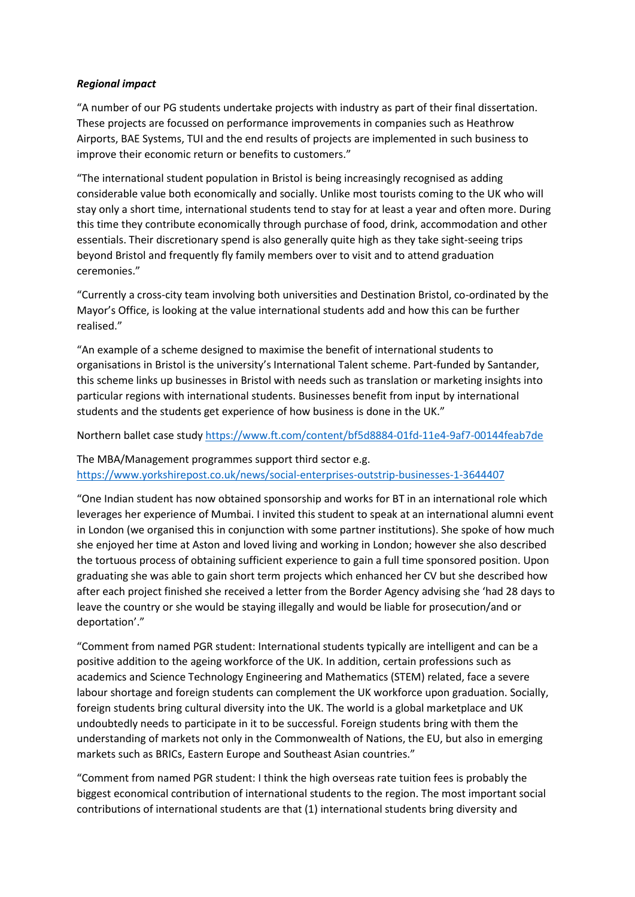***Regional impact***

"A number of our PG students undertake projects with industry as part of their final dissertation. These projects are focussed on performance improvements in companies such as Heathrow Airports, BAE Systems, TUI and the end results of projects are implemented in such business to improve their economic return or benefits to customers."

"The international student population in Bristol is being increasingly recognised as adding considerable value both economically and socially. Unlike most tourists coming to the UK who will stay only a short time, international students tend to stay for at least a year and often more. During this time they contribute economically through purchase of food, drink, accommodation and other essentials. Their discretionary spend is also generally quite high as they take sight-seeing trips beyond Bristol and frequently fly family members over to visit and to attend graduation ceremonies."

"Currently a cross-city team involving both universities and Destination Bristol, co-ordinated by the Mayor's Office, is looking at the value international students add and how this can be further realised."

"An example of a scheme designed to maximise the benefit of international students to organisations in Bristol is the university's International Talent scheme. Part-funded by Santander, this scheme links up businesses in Bristol with needs such as translation or marketing insights into particular regions with international students. Businesses benefit from input by international students and the students get experience of how business is done in the UK."

Northern ballet case study https://www.ft.com/content/bf5d8884-01fd-11e4-9af7-00144feab7de

The MBA/Management programmes support third sector e.g. https://www.yorkshirepost.co.uk/news/social-enterprises-outstrip-businesses-1-3644407

"One Indian student has now obtained sponsorship and works for BT in an international role which leverages her experience of Mumbai. I invited this student to speak at an international alumni event in London (we organised this in conjunction with some partner institutions). She spoke of how much she enjoyed her time at Aston and loved living and working in London; however she also described the tortuous process of obtaining sufficient experience to gain a full time sponsored position. Upon graduating she was able to gain short term projects which enhanced her CV but she described how after each project finished she received a letter from the Border Agency advising she 'had 28 days to leave the country or she would be staying illegally and would be liable for prosecution/and or deportation'."

"Comment from named PGR student: International students typically are intelligent and can be a positive addition to the ageing workforce of the UK. In addition, certain professions such as academics and Science Technology Engineering and Mathematics (STEM) related, face a severe labour shortage and foreign students can complement the UK workforce upon graduation. Socially, foreign students bring cultural diversity into the UK. The world is a global marketplace and UK undoubtedly needs to participate in it to be successful. Foreign students bring with them the understanding of markets not only in the Commonwealth of Nations, the EU, but also in emerging markets such as BRICs, Eastern Europe and Southeast Asian countries."

"Comment from named PGR student: I think the high overseas rate tuition fees is probably the biggest economical contribution of international students to the region. The most important social contributions of international students are that (1) international students bring diversity and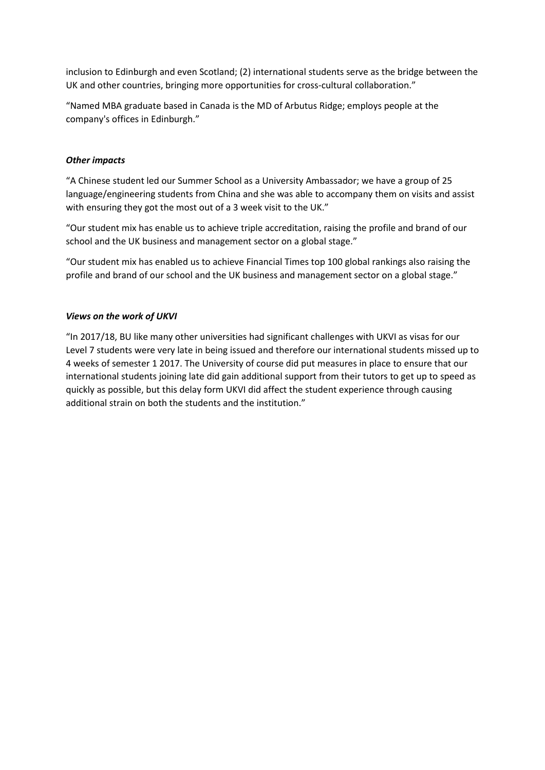inclusion to Edinburgh and even Scotland; (2) international students serve as the bridge between the UK and other countries, bringing more opportunities for cross-cultural collaboration."

"Named MBA graduate based in Canada is the MD of Arbutus Ridge; employs people at the company's offices in Edinburgh."

### *Other impacts*

"A Chinese student led our Summer School as a University Ambassador; we have a group of 25 language/engineering students from China and she was able to accompany them on visits and assist with ensuring they got the most out of a 3 week visit to the UK."

"Our student mix has enable us to achieve triple accreditation, raising the profile and brand of our school and the UK business and management sector on a global stage."

"Our student mix has enabled us to achieve Financial Times top 100 global rankings also raising the profile and brand of our school and the UK business and management sector on a global stage."

### *Views on the work of UKVI*

"In 2017/18, BU like many other universities had significant challenges with UKVI as visas for our Level 7 students were very late in being issued and therefore our international students missed up to 4 weeks of semester 1 2017. The University of course did put measures in place to ensure that our international students joining late did gain additional support from their tutors to get up to speed as quickly as possible, but this delay form UKVI did affect the student experience through causing additional strain on both the students and the institution."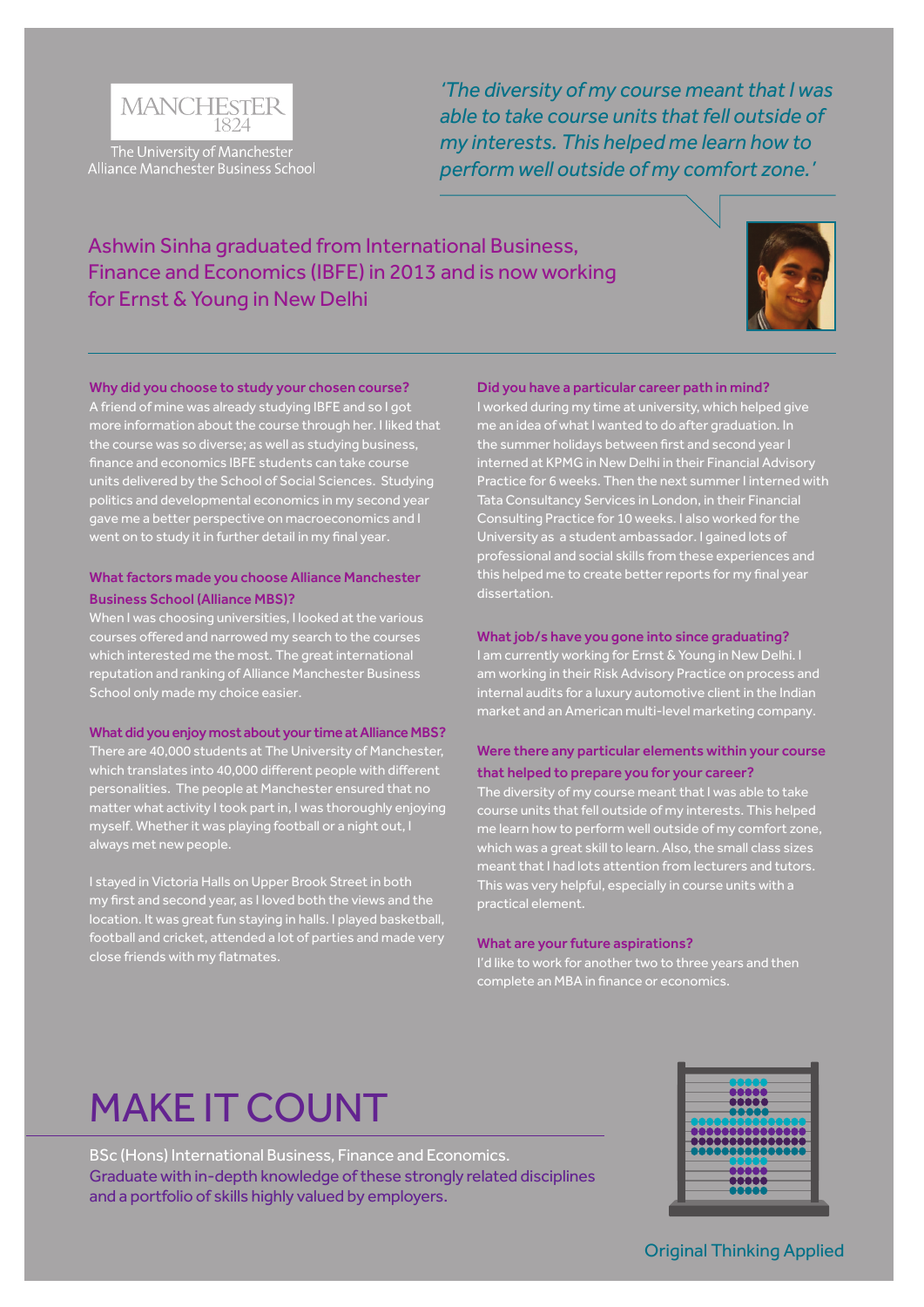MANCHESTER 1824

The University of Manchester
Alliance Manchester Business School

*'The diversity of my course meant that I was able to take course units that fell outside of my interests. This helped me learn how to perform well outside of my comfort zone.'*

## Ashwin Sinha graduated from International Business, Finance and Economics (IBFE) in 2013 and is now working for Ernst & Young in New Delhi

### Why did you choose to study your chosen course?

A friend of mine was already studying IBFE and so I got more information about the course through her. I liked that the course was so diverse; as well as studying business, finance and economics IBFE students can take course units delivered by the School of Social Sciences. Studying politics and developmental economics in my second year gave me a better perspective on macroeconomics and I went on to study it in further detail in my final year.

### What factors made you choose Alliance Manchester Business School (Alliance MBS)?

When I was choosing universities, I looked at the various courses offered and narrowed my search to the courses which interested me the most. The great international reputation and ranking of Alliance Manchester Business School only made my choice easier.

### What did you enjoy most about your time at Alliance MBS?

There are 40,000 students at The University of Manchester, which translates into 40,000 different people with different personalities. The people at Manchester ensured that no matter what activity I took part in, I was thoroughly enjoying myself. Whether it was playing football or a night out, I always met new people.

I stayed in Victoria Halls on Upper Brook Street in both my first and second year, as I loved both the views and the location. It was great fun staying in halls. I played basketball, football and cricket, attended a lot of parties and made very close friends with my flatmates.

### Did you have a particular career path in mind?

I worked during my time at university, which helped give me an idea of what I wanted to do after graduation. In the summer holidays between first and second year I interned at KPMG in New Delhi in their Financial Advisory Practice for 6 weeks. Then the next summer I interned with Tata Consultancy Services in London, in their Financial Consulting Practice for 10 weeks. I also worked for the University as a student ambassador. I gained lots of professional and social skills from these experiences and this helped me to create better reports for my final year dissertation.

### What job/s have you gone into since graduating?

I am currently working for Ernst & Young in New Delhi. I am working in their Risk Advisory Practice on process and internal audits for a luxury automotive client in the Indian market and an American multi-level marketing company.

### Were there any particular elements within your course that helped to prepare you for your career?

The diversity of my course meant that I was able to take course units that fell outside of my interests. This helped me learn how to perform well outside of my comfort zone, which was a great skill to learn. Also, the small class sizes meant that I had lots attention from lecturers and tutors. This was very helpful, especially in course units with a practical element.

### What are your future aspirations?

I'd like to work for another two to three years and then complete an MBA in finance or economics.

# MAKE IT COUNT

BSc (Hons) International Business, Finance and Economics.
Graduate with in-depth knowledge of these strongly related disciplines and a portfolio of skills highly valued by employers.

Original Thinking Applied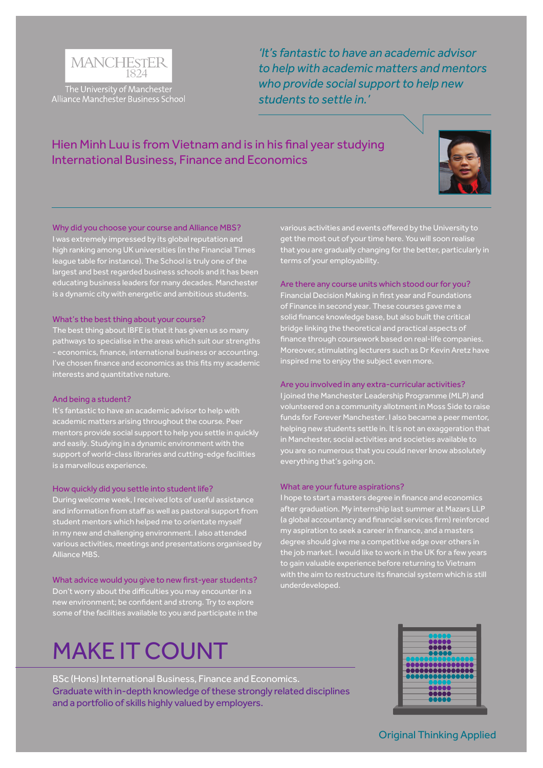MANCHESTER
1824

The University of Manchester
Alliance Manchester Business School

*'It's fantastic to have an academic advisor to help with academic matters and mentors who provide social support to help new students to settle in.'*

## Hien Minh Luu is from Vietnam and is in his final year studying International Business, Finance and Economics

### Why did you choose your course and Alliance MBS?

I was extremely impressed by its global reputation and high ranking among UK universities (in the Financial Times league table for instance). The School is truly one of the largest and best regarded business schools and it has been educating business leaders for many decades. Manchester is a dynamic city with energetic and ambitious students.

### What's the best thing about your course?

The best thing about IBFE is that it has given us so many pathways to specialise in the areas which suit our strengths - economics, finance, international business or accounting. I've chosen finance and economics as this fits my academic interests and quantitative nature.

### And being a student?

It's fantastic to have an academic advisor to help with academic matters arising throughout the course. Peer mentors provide social support to help you settle in quickly and easily. Studying in a dynamic environment with the support of world-class libraries and cutting-edge facilities is a marvellous experience.

### How quickly did you settle into student life?

During welcome week, I received lots of useful assistance and information from staff as well as pastoral support from student mentors which helped me to orientate myself in my new and challenging environment. I also attended various activities, meetings and presentations organised by Alliance MBS.

### What advice would you give to new first-year students?

Don't worry about the difficulties you may encounter in a new environment; be confident and strong. Try to explore some of the facilities available to you and participate in the various activities and events offered by the University to get the most out of your time here. You will soon realise that you are gradually changing for the better, particularly in terms of your employability.

### Are there any course units which stood our for you?

Financial Decision Making in first year and Foundations of Finance in second year. These courses gave me a solid finance knowledge base, but also built the critical bridge linking the theoretical and practical aspects of finance through coursework based on real-life companies. Moreover, stimulating lecturers such as Dr Kevin Aretz have inspired me to enjoy the subject even more.

### Are you involved in any extra-curricular activities?

I joined the Manchester Leadership Programme (MLP) and volunteered on a community allotment in Moss Side to raise funds for Forever Manchester. I also became a peer mentor, helping new students settle in. It is not an exaggeration that in Manchester, social activities and societies available to you are so numerous that you could never know absolutely everything that's going on.

### What are your future aspirations?

I hope to start a masters degree in finance and economics after graduation. My internship last summer at Mazars LLP (a global accountancy and financial services firm) reinforced my aspiration to seek a career in finance, and a masters degree should give me a competitive edge over others in the job market. I would like to work in the UK for a few years to gain valuable experience before returning to Vietnam with the aim to restructure its financial system which is still underdeveloped.

# MAKE IT COUNT

BSc (Hons) International Business, Finance and Economics.
Graduate with in-depth knowledge of these strongly related disciplines and a portfolio of skills highly valued by employers.

Original Thinking Applied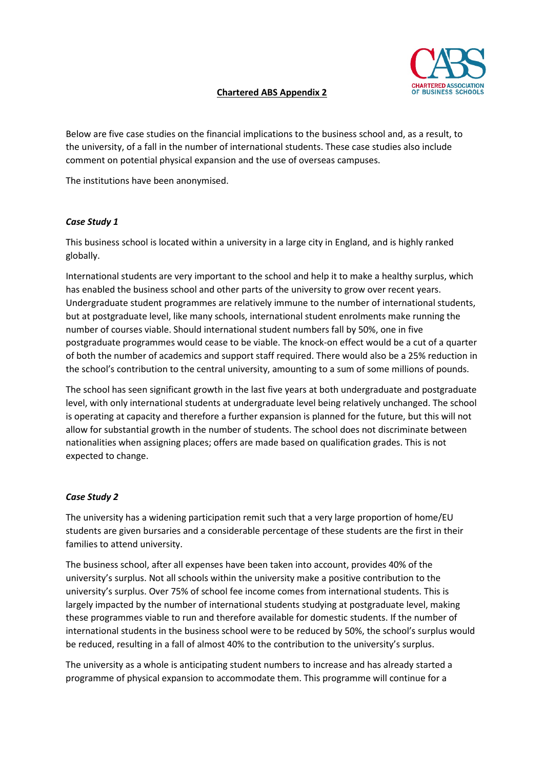## Chartered ABS Appendix 2

Below are five case studies on the financial implications to the business school and, as a result, to the university, of a fall in the number of international students. These case studies also include comment on potential physical expansion and the use of overseas campuses.

The institutions have been anonymised.

### *Case Study 1*

This business school is located within a university in a large city in England, and is highly ranked globally.

International students are very important to the school and help it to make a healthy surplus, which has enabled the business school and other parts of the university to grow over recent years. Undergraduate student programmes are relatively immune to the number of international students, but at postgraduate level, like many schools, international student enrolments make running the number of courses viable. Should international student numbers fall by 50%, one in five postgraduate programmes would cease to be viable. The knock-on effect would be a cut of a quarter of both the number of academics and support staff required. There would also be a 25% reduction in the school's contribution to the central university, amounting to a sum of some millions of pounds.

The school has seen significant growth in the last five years at both undergraduate and postgraduate level, with only international students at undergraduate level being relatively unchanged. The school is operating at capacity and therefore a further expansion is planned for the future, but this will not allow for substantial growth in the number of students. The school does not discriminate between nationalities when assigning places; offers are made based on qualification grades. This is not expected to change.

### *Case Study 2*

The university has a widening participation remit such that a very large proportion of home/EU students are given bursaries and a considerable percentage of these students are the first in their families to attend university.

The business school, after all expenses have been taken into account, provides 40% of the university's surplus. Not all schools within the university make a positive contribution to the university's surplus. Over 75% of school fee income comes from international students. This is largely impacted by the number of international students studying at postgraduate level, making these programmes viable to run and therefore available for domestic students. If the number of international students in the business school were to be reduced by 50%, the school's surplus would be reduced, resulting in a fall of almost 40% to the contribution to the university's surplus.

The university as a whole is anticipating student numbers to increase and has already started a programme of physical expansion to accommodate them. This programme will continue for a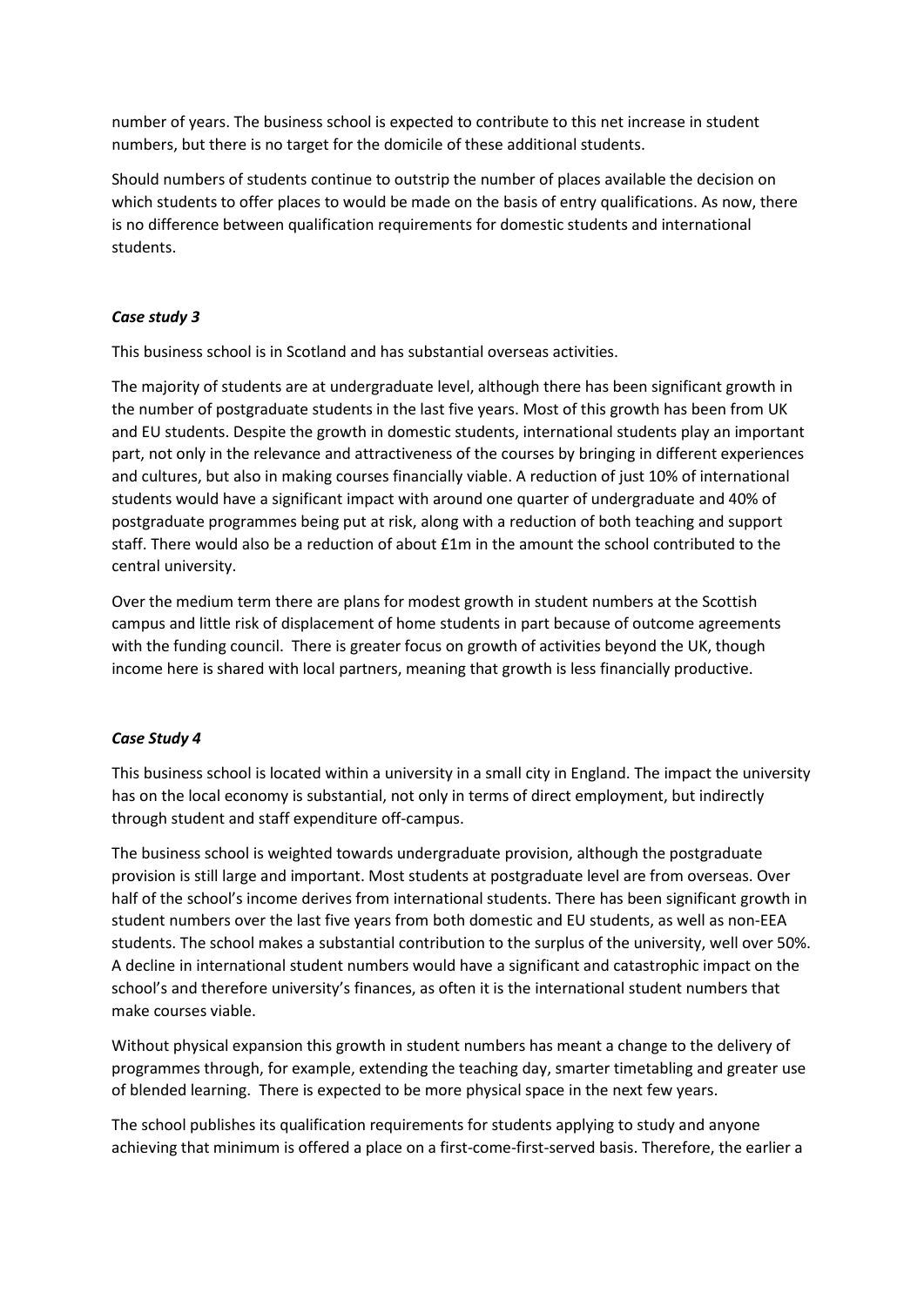number of years. The business school is expected to contribute to this net increase in student numbers, but there is no target for the domicile of these additional students.

Should numbers of students continue to outstrip the number of places available the decision on which students to offer places to would be made on the basis of entry qualifications. As now, there is no difference between qualification requirements for domestic students and international students.

### *Case study 3*

This business school is in Scotland and has substantial overseas activities.

The majority of students are at undergraduate level, although there has been significant growth in the number of postgraduate students in the last five years. Most of this growth has been from UK and EU students. Despite the growth in domestic students, international students play an important part, not only in the relevance and attractiveness of the courses by bringing in different experiences and cultures, but also in making courses financially viable. A reduction of just 10% of international students would have a significant impact with around one quarter of undergraduate and 40% of postgraduate programmes being put at risk, along with a reduction of both teaching and support staff. There would also be a reduction of about £1m in the amount the school contributed to the central university.

Over the medium term there are plans for modest growth in student numbers at the Scottish campus and little risk of displacement of home students in part because of outcome agreements with the funding council. There is greater focus on growth of activities beyond the UK, though income here is shared with local partners, meaning that growth is less financially productive.

### *Case Study 4*

This business school is located within a university in a small city in England. The impact the university has on the local economy is substantial, not only in terms of direct employment, but indirectly through student and staff expenditure off-campus.

The business school is weighted towards undergraduate provision, although the postgraduate provision is still large and important. Most students at postgraduate level are from overseas. Over half of the school's income derives from international students. There has been significant growth in student numbers over the last five years from both domestic and EU students, as well as non-EEA students. The school makes a substantial contribution to the surplus of the university, well over 50%. A decline in international student numbers would have a significant and catastrophic impact on the school's and therefore university's finances, as often it is the international student numbers that make courses viable.

Without physical expansion this growth in student numbers has meant a change to the delivery of programmes through, for example, extending the teaching day, smarter timetabling and greater use of blended learning. There is expected to be more physical space in the next few years.

The school publishes its qualification requirements for students applying to study and anyone achieving that minimum is offered a place on a first-come-first-served basis. Therefore, the earlier a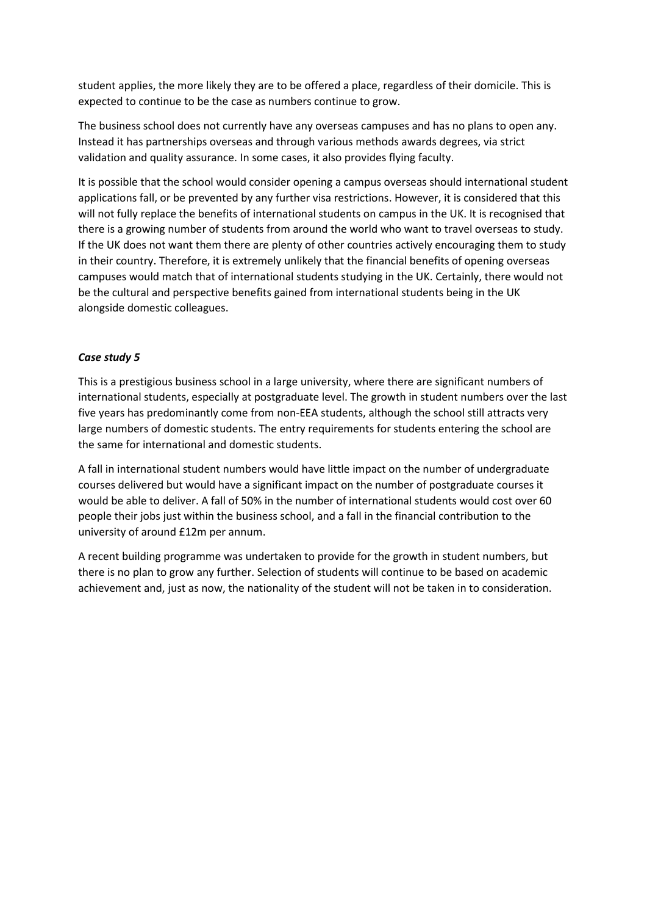student applies, the more likely they are to be offered a place, regardless of their domicile. This is expected to continue to be the case as numbers continue to grow.

The business school does not currently have any overseas campuses and has no plans to open any. Instead it has partnerships overseas and through various methods awards degrees, via strict validation and quality assurance. In some cases, it also provides flying faculty.

It is possible that the school would consider opening a campus overseas should international student applications fall, or be prevented by any further visa restrictions. However, it is considered that this will not fully replace the benefits of international students on campus in the UK. It is recognised that there is a growing number of students from around the world who want to travel overseas to study. If the UK does not want them there are plenty of other countries actively encouraging them to study in their country. Therefore, it is extremely unlikely that the financial benefits of opening overseas campuses would match that of international students studying in the UK. Certainly, there would not be the cultural and perspective benefits gained from international students being in the UK alongside domestic colleagues.

### *Case study 5*

This is a prestigious business school in a large university, where there are significant numbers of international students, especially at postgraduate level. The growth in student numbers over the last five years has predominantly come from non-EEA students, although the school still attracts very large numbers of domestic students. The entry requirements for students entering the school are the same for international and domestic students.

A fall in international student numbers would have little impact on the number of undergraduate courses delivered but would have a significant impact on the number of postgraduate courses it would be able to deliver. A fall of 50% in the number of international students would cost over 60 people their jobs just within the business school, and a fall in the financial contribution to the university of around £12m per annum.

A recent building programme was undertaken to provide for the growth in student numbers, but there is no plan to grow any further. Selection of students will continue to be based on academic achievement and, just as now, the nationality of the student will not be taken in to consideration.